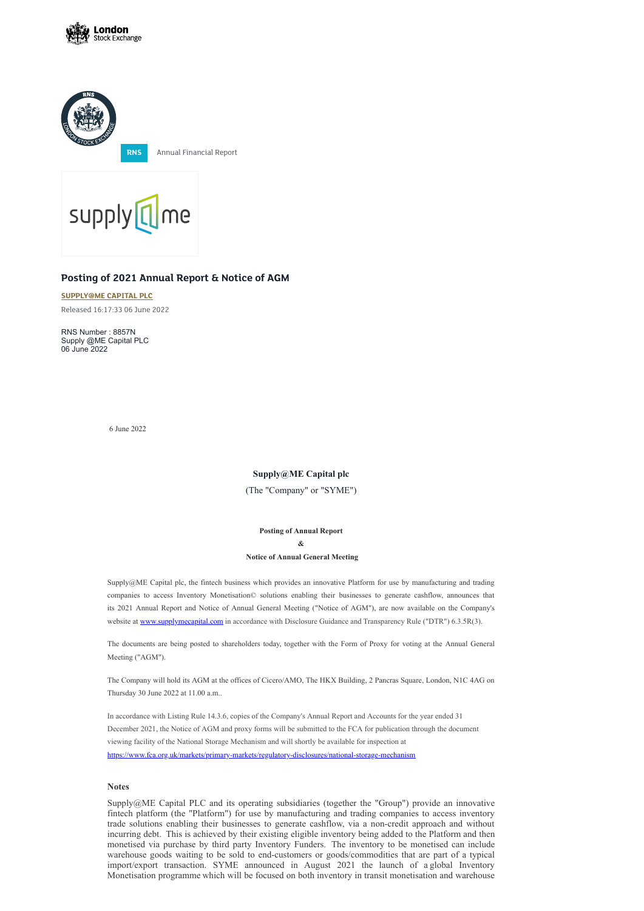RNS Annual Financial Report

## Posting of 2021 Annual Report & Notice of AGM

**SUPPLY@ME CAPITAL PLC**

Released 16:17:33 06 June 2022

RNS Number : 8857N
Supply @ME Capital PLC
06 June 2022

6 June 2022

**Supply@ME Capital plc**

(The "Company" or "SYME")

**Posting of Annual Report**

**&**

**Notice of Annual General Meeting**

Supply@ME Capital plc, the fintech business which provides an innovative Platform for use by manufacturing and trading companies to access Inventory Monetisation© solutions enabling their businesses to generate cashflow, announces that its 2021 Annual Report and Notice of Annual General Meeting ("Notice of AGM"), are now available on the Company's website at www.supplymecapital.com in accordance with Disclosure Guidance and Transparency Rule ("DTR") 6.3.5R(3).

The documents are being posted to shareholders today, together with the Form of Proxy for voting at the Annual General Meeting ("AGM").

The Company will hold its AGM at the offices of Cicero/AMO, The HKX Building, 2 Pancras Square, London, N1C 4AG on Thursday 30 June 2022 at 11.00 a.m..

In accordance with Listing Rule 14.3.6, copies of the Company's Annual Report and Accounts for the year ended 31 December 2021, the Notice of AGM and proxy forms will be submitted to the FCA for publication through the document viewing facility of the National Storage Mechanism and will shortly be available for inspection at https://www.fca.org.uk/markets/primary-markets/regulatory-disclosures/national-storage-mechanism

**Notes**

Supply@ME Capital PLC and its operating subsidiaries (together the "Group") provide an innovative fintech platform (the "Platform") for use by manufacturing and trading companies to access inventory trade solutions enabling their businesses to generate cashflow, via a non-credit approach and without incurring debt. This is achieved by their existing eligible inventory being added to the Platform and then monetised via purchase by third party Inventory Funders. The inventory to be monetised can include warehouse goods waiting to be sold to end-customers or goods/commodities that are part of a typical import/export transaction. SYME announced in August 2021 the launch of a global Inventory Monetisation programme which will be focused on both inventory in transit monetisation and warehouse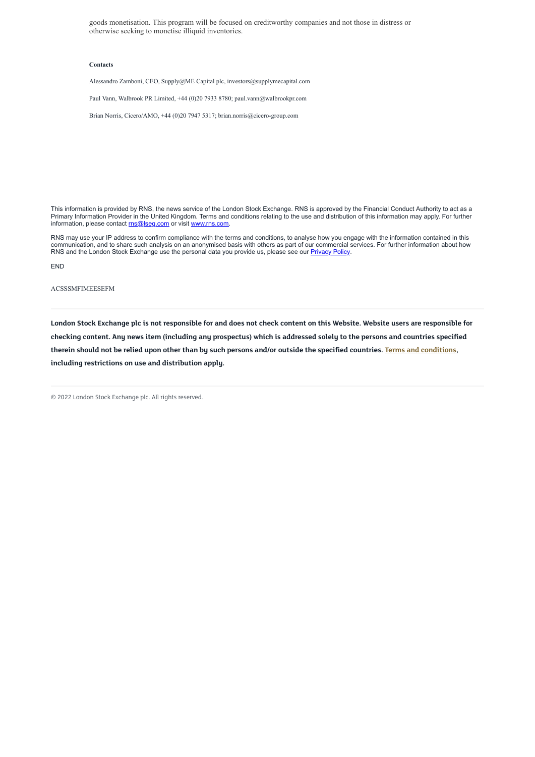goods monetisation. This program will be focused on creditworthy companies and not those in distress or otherwise seeking to monetise illiquid inventories.

**Contacts**

Alessandro Zamboni, CEO, Supply@ME Capital plc, investors@supplymecapital.com

Paul Vann, Walbrook PR Limited, +44 (0)20 7933 8780; paul.vann@walbrookpr.com

Brian Norris, Cicero/AMO, +44 (0)20 7947 5317; brian.norris@cicero-group.com

This information is provided by RNS, the news service of the London Stock Exchange. RNS is approved by the Financial Conduct Authority to act as a Primary Information Provider in the United Kingdom. Terms and conditions relating to the use and distribution of this information may apply. For further information, please contact rns@lseg.com or visit www.rns.com.

RNS may use your IP address to confirm compliance with the terms and conditions, to analyse how you engage with the information contained in this communication, and to share such analysis on an anonymised basis with others as part of our commercial services. For further information about how RNS and the London Stock Exchange use the personal data you provide us, please see our Privacy Policy.

END

ACSSSMFIMEESEFM

**London Stock Exchange plc is not responsible for and does not check content on this Website. Website users are responsible for checking content. Any news item (including any prospectus) which is addressed solely to the persons and countries specified therein should not be relied upon other than by such persons and/or outside the specified countries. Terms and conditions, including restrictions on use and distribution apply.**

© 2022 London Stock Exchange plc. All rights reserved.